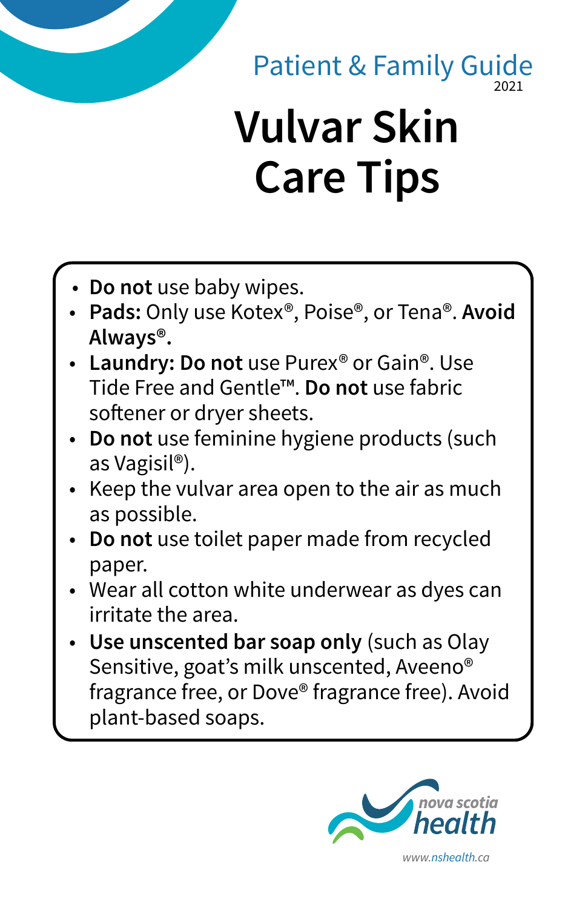Patient & Family Guide
2021

# Vulvar Skin Care Tips

- **Do not** use baby wipes.
- **Pads:** Only use Kotex®, Poise®, or Tena®. **Avoid Always®.**
- **Laundry: Do not** use Purex® or Gain®. Use Tide Free and Gentle™. **Do not** use fabric softener or dryer sheets.
- **Do not** use feminine hygiene products (such as Vagisil®).
- Keep the vulvar area open to the air as much as possible.
- **Do not** use toilet paper made from recycled paper.
- Wear all cotton white underwear as dyes can irritate the area.
- **Use unscented bar soap only** (such as Olay Sensitive, goat's milk unscented, Aveeno® fragrance free, or Dove® fragrance free). Avoid plant-based soaps.

nova scotia health

www.nshealth.ca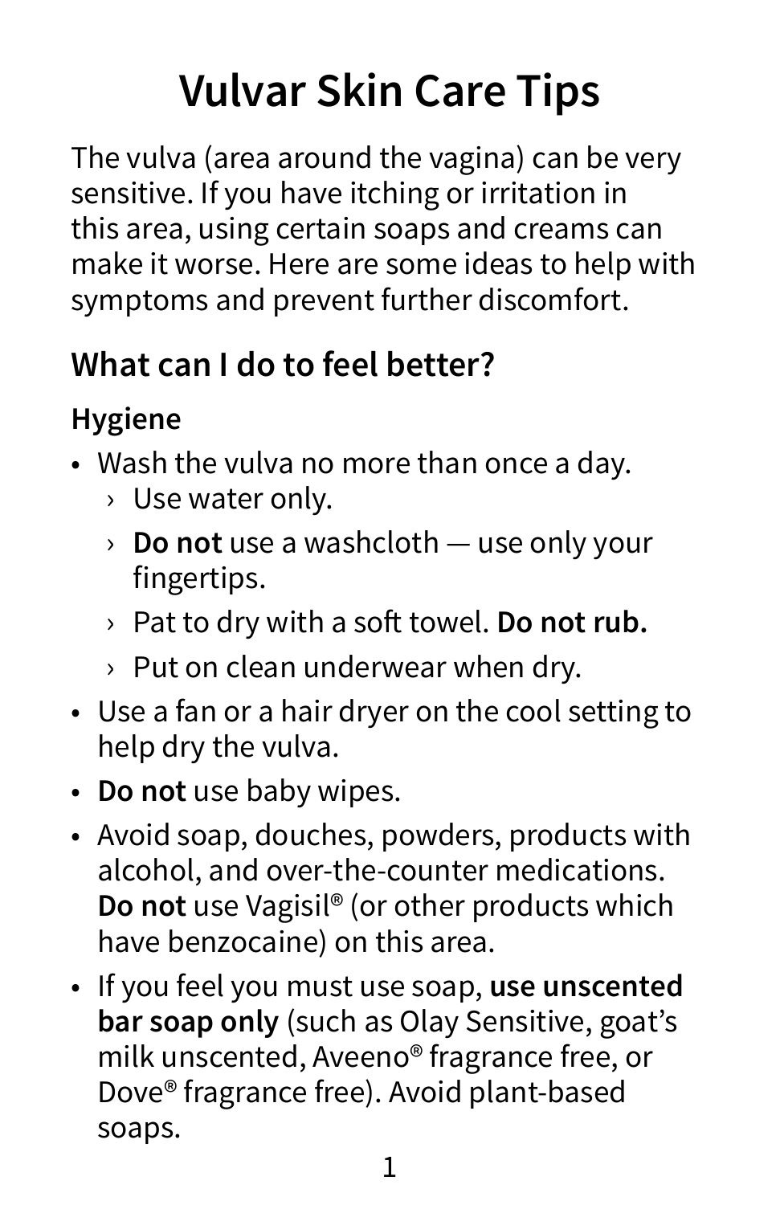# Vulvar Skin Care Tips

The vulva (area around the vagina) can be very sensitive. If you have itching or irritation in this area, using certain soaps and creams can make it worse. Here are some ideas to help with symptoms and prevent further discomfort.

## What can I do to feel better?

### Hygiene

- Wash the vulva no more than once a day.
  - Use water only.
  - **Do not** use a washcloth — use only your fingertips.
  - Pat to dry with a soft towel. **Do not rub.**
  - Put on clean underwear when dry.
- Use a fan or a hair dryer on the cool setting to help dry the vulva.
- **Do not** use baby wipes.
- Avoid soap, douches, powders, products with alcohol, and over-the-counter medications. **Do not** use Vagisil® (or other products which have benzocaine) on this area.
- If you feel you must use soap, **use unscented bar soap only** (such as Olay Sensitive, goat's milk unscented, Aveeno® fragrance free, or Dove® fragrance free). Avoid plant-based soaps.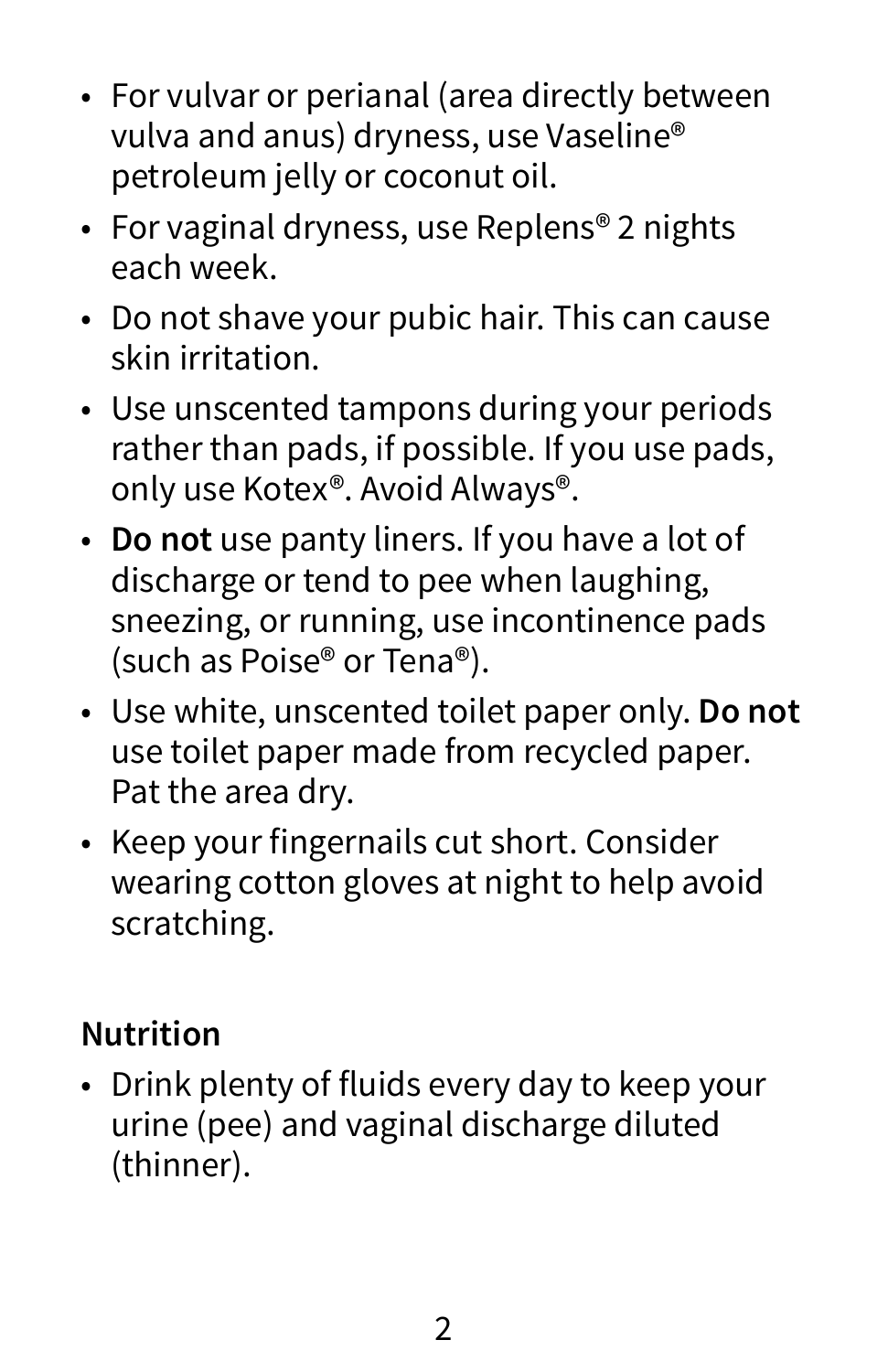- For vulvar or perianal (area directly between vulva and anus) dryness, use Vaseline® petroleum jelly or coconut oil.
- For vaginal dryness, use Replens® 2 nights each week.
- Do not shave your pubic hair. This can cause skin irritation.
- Use unscented tampons during your periods rather than pads, if possible. If you use pads, only use Kotex®. Avoid Always®.
- **Do not** use panty liners. If you have a lot of discharge or tend to pee when laughing, sneezing, or running, use incontinence pads (such as Poise® or Tena®).
- Use white, unscented toilet paper only. **Do not** use toilet paper made from recycled paper. Pat the area dry.
- Keep your fingernails cut short. Consider wearing cotton gloves at night to help avoid scratching.

**Nutrition**

- Drink plenty of fluids every day to keep your urine (pee) and vaginal discharge diluted (thinner).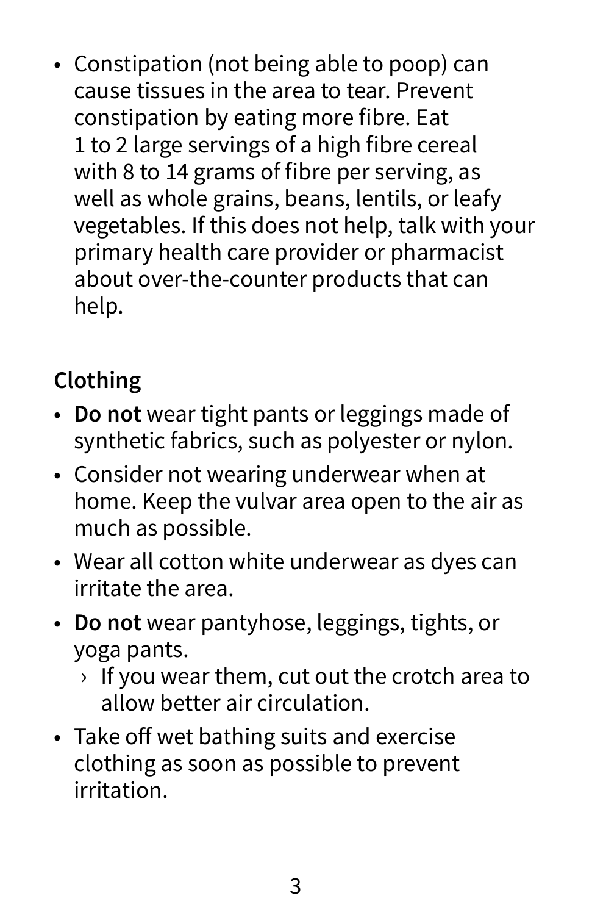- Constipation (not being able to poop) can cause tissues in the area to tear. Prevent constipation by eating more fibre. Eat 1 to 2 large servings of a high fibre cereal with 8 to 14 grams of fibre per serving, as well as whole grains, beans, lentils, or leafy vegetables. If this does not help, talk with your primary health care provider or pharmacist about over-the-counter products that can help.

### Clothing

- **Do not** wear tight pants or leggings made of synthetic fabrics, such as polyester or nylon.
- Consider not wearing underwear when at home. Keep the vulvar area open to the air as much as possible.
- Wear all cotton white underwear as dyes can irritate the area.
- **Do not** wear pantyhose, leggings, tights, or yoga pants.
  - If you wear them, cut out the crotch area to allow better air circulation.
- Take off wet bathing suits and exercise clothing as soon as possible to prevent irritation.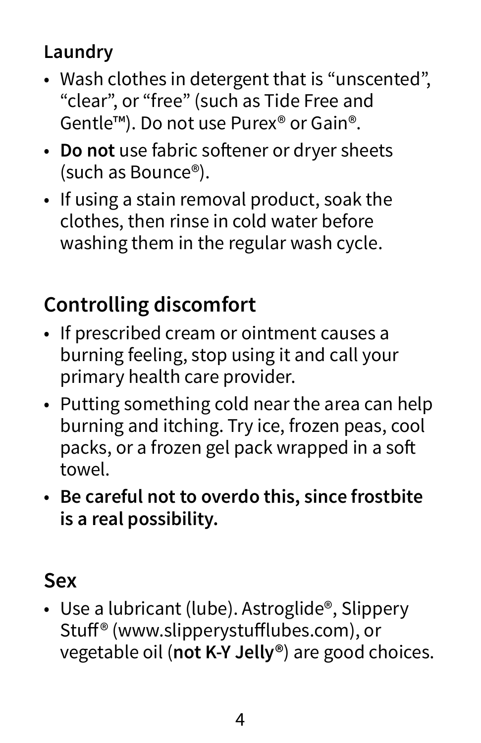### Laundry

- Wash clothes in detergent that is "unscented", "clear", or "free" (such as Tide Free and Gentle™). Do not use Purex® or Gain®.
- **Do not** use fabric softener or dryer sheets (such as Bounce®).
- If using a stain removal product, soak the clothes, then rinse in cold water before washing them in the regular wash cycle.

## Controlling discomfort

- If prescribed cream or ointment causes a burning feeling, stop using it and call your primary health care provider.
- Putting something cold near the area can help burning and itching. Try ice, frozen peas, cool packs, or a frozen gel pack wrapped in a soft towel.
- **Be careful not to overdo this, since frostbite is a real possibility.**

## Sex

- Use a lubricant (lube). Astroglide®, Slippery Stuff® (www.slipperystufflubes.com), or vegetable oil (**not K-Y Jelly®**) are good choices.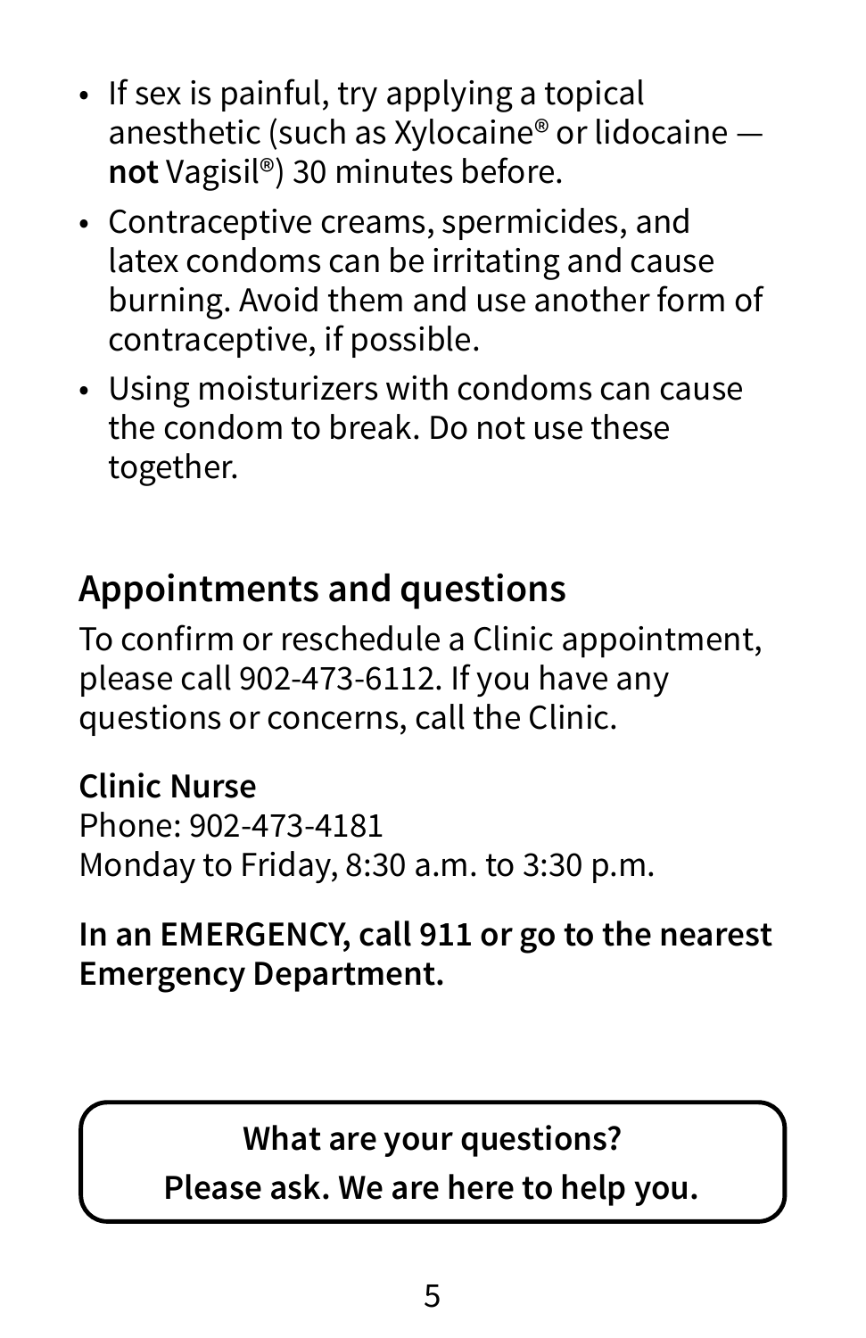- If sex is painful, try applying a topical anesthetic (such as Xylocaine® or lidocaine — **not** Vagisil®) 30 minutes before.
- Contraceptive creams, spermicides, and latex condoms can be irritating and cause burning. Avoid them and use another form of contraceptive, if possible.
- Using moisturizers with condoms can cause the condom to break. Do not use these together.

## Appointments and questions

To confirm or reschedule a Clinic appointment, please call 902-473-6112. If you have any questions or concerns, call the Clinic.

**Clinic Nurse**
Phone: 902-473-4181
Monday to Friday, 8:30 a.m. to 3:30 p.m.

**In an EMERGENCY, call 911 or go to the nearest Emergency Department.**

**What are your questions?**
**Please ask. We are here to help you.**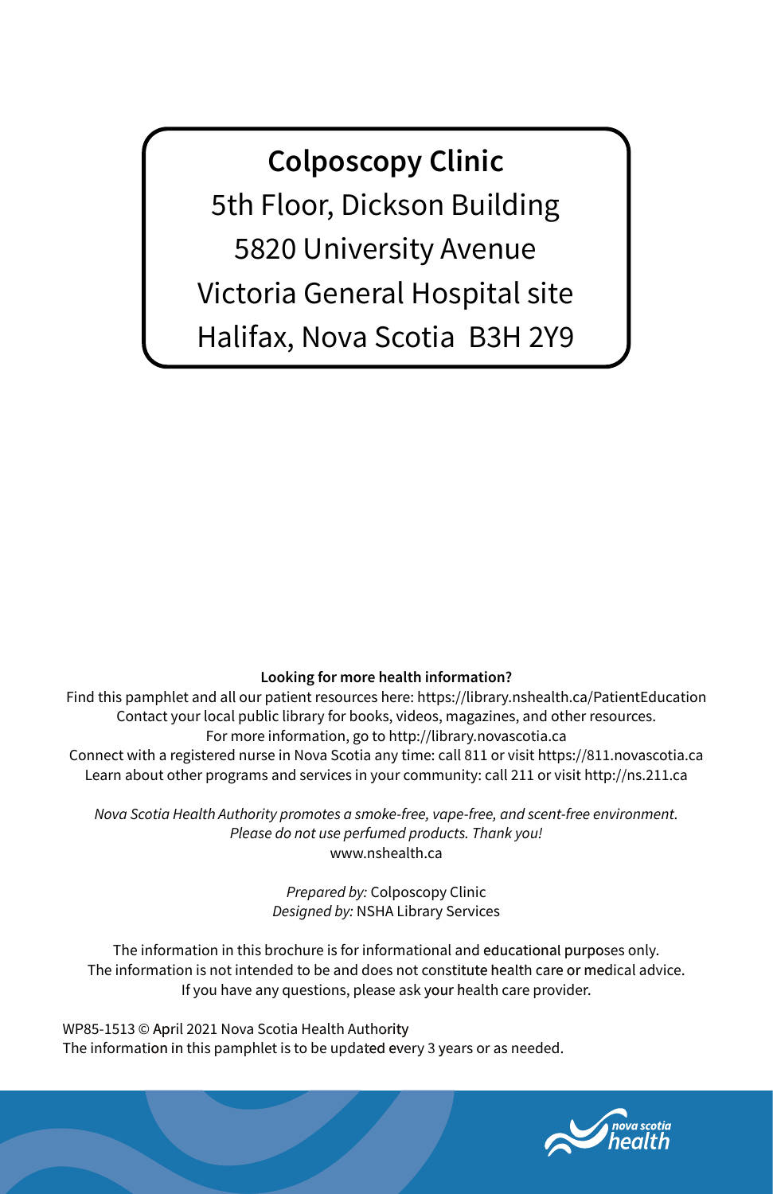**Colposcopy Clinic**
5th Floor, Dickson Building
5820 University Avenue
Victoria General Hospital site
Halifax, Nova Scotia B3H 2Y9

**Looking for more health information?**

Find this pamphlet and all our patient resources here: https://library.nshealth.ca/PatientEducation
Contact your local public library for books, videos, magazines, and other resources.
For more information, go to http://library.novascotia.ca
Connect with a registered nurse in Nova Scotia any time: call 811 or visit https://811.novascotia.ca
Learn about other programs and services in your community: call 211 or visit http://ns.211.ca

*Nova Scotia Health Authority promotes a smoke-free, vape-free, and scent-free environment.*
*Please do not use perfumed products. Thank you!*
www.nshealth.ca

*Prepared by:* Colposcopy Clinic
*Designed by:* NSHA Library Services

The information in this brochure is for informational and educational purposes only.
The information is not intended to be and does not constitute health care or medical advice.
If you have any questions, please ask your health care provider.

WP85-1513 © April 2021 Nova Scotia Health Authority
The information in this pamphlet is to be updated every 3 years or as needed.

nova scotia health